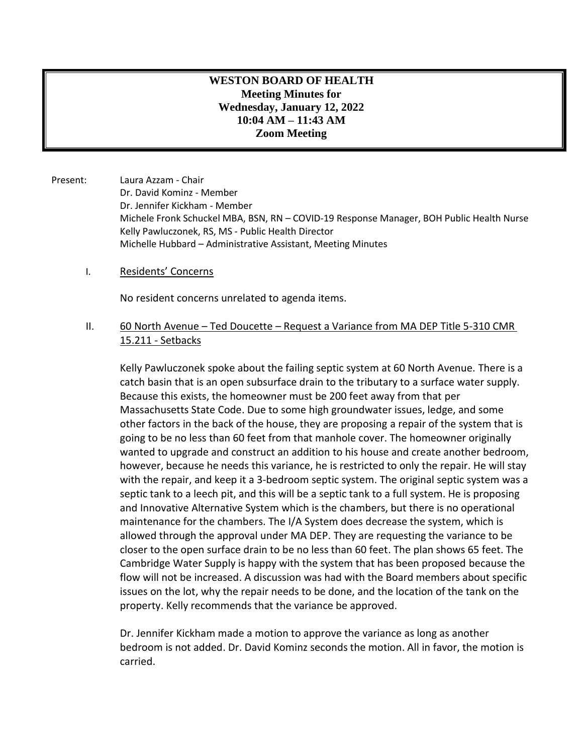# WESTON BOARD OF HEALTH
**Meeting Minutes for**
**Wednesday, January 12, 2022**
**10:04 AM – 11:43 AM**
**Zoom Meeting**

Present: Laura Azzam - Chair
Dr. David Kominz - Member
Dr. Jennifer Kickham - Member
Michele Fronk Schuckel MBA, BSN, RN – COVID-19 Response Manager, BOH Public Health Nurse
Kelly Pawluczonek, RS, MS - Public Health Director
Michelle Hubbard – Administrative Assistant, Meeting Minutes

I. Residents' Concerns

No resident concerns unrelated to agenda items.

II. 60 North Avenue – Ted Doucette – Request a Variance from MA DEP Title 5-310 CMR 15.211 - Setbacks

Kelly Pawluczonek spoke about the failing septic system at 60 North Avenue. There is a catch basin that is an open subsurface drain to the tributary to a surface water supply. Because this exists, the homeowner must be 200 feet away from that per Massachusetts State Code. Due to some high groundwater issues, ledge, and some other factors in the back of the house, they are proposing a repair of the system that is going to be no less than 60 feet from that manhole cover. The homeowner originally wanted to upgrade and construct an addition to his house and create another bedroom, however, because he needs this variance, he is restricted to only the repair. He will stay with the repair, and keep it a 3-bedroom septic system. The original septic system was a septic tank to a leech pit, and this will be a septic tank to a full system. He is proposing and Innovative Alternative System which is the chambers, but there is no operational maintenance for the chambers. The I/A System does decrease the system, which is allowed through the approval under MA DEP. They are requesting the variance to be closer to the open surface drain to be no less than 60 feet. The plan shows 65 feet. The Cambridge Water Supply is happy with the system that has been proposed because the flow will not be increased. A discussion was had with the Board members about specific issues on the lot, why the repair needs to be done, and the location of the tank on the property. Kelly recommends that the variance be approved.

Dr. Jennifer Kickham made a motion to approve the variance as long as another bedroom is not added. Dr. David Kominz seconds the motion. All in favor, the motion is carried.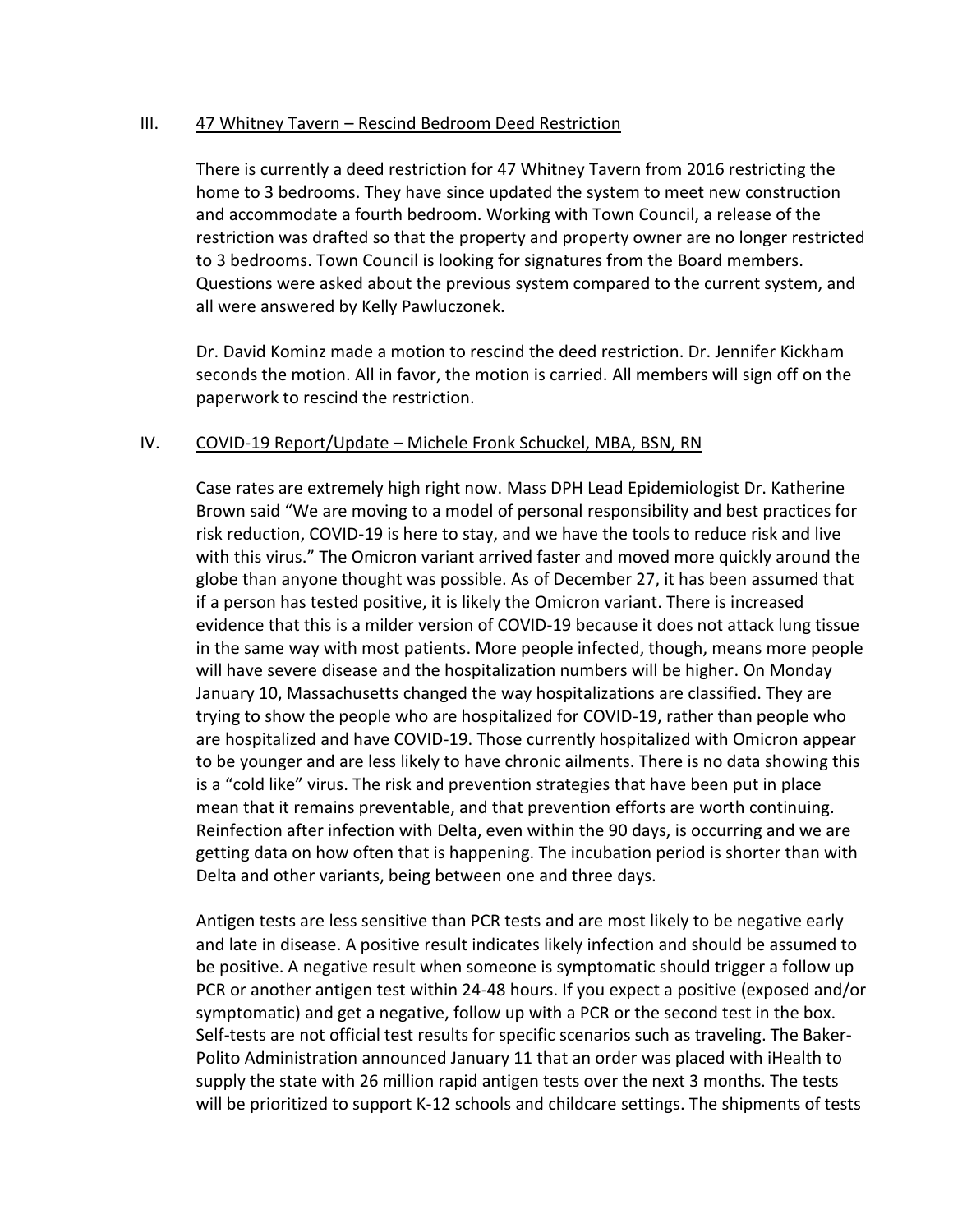## III. 47 Whitney Tavern – Rescind Bedroom Deed Restriction

There is currently a deed restriction for 47 Whitney Tavern from 2016 restricting the home to 3 bedrooms. They have since updated the system to meet new construction and accommodate a fourth bedroom. Working with Town Council, a release of the restriction was drafted so that the property and property owner are no longer restricted to 3 bedrooms. Town Council is looking for signatures from the Board members. Questions were asked about the previous system compared to the current system, and all were answered by Kelly Pawluczonek.

Dr. David Kominz made a motion to rescind the deed restriction. Dr. Jennifer Kickham seconds the motion. All in favor, the motion is carried. All members will sign off on the paperwork to rescind the restriction.

## IV. COVID-19 Report/Update – Michele Fronk Schuckel, MBA, BSN, RN

Case rates are extremely high right now. Mass DPH Lead Epidemiologist Dr. Katherine Brown said "We are moving to a model of personal responsibility and best practices for risk reduction, COVID-19 is here to stay, and we have the tools to reduce risk and live with this virus." The Omicron variant arrived faster and moved more quickly around the globe than anyone thought was possible. As of December 27, it has been assumed that if a person has tested positive, it is likely the Omicron variant. There is increased evidence that this is a milder version of COVID-19 because it does not attack lung tissue in the same way with most patients. More people infected, though, means more people will have severe disease and the hospitalization numbers will be higher. On Monday January 10, Massachusetts changed the way hospitalizations are classified. They are trying to show the people who are hospitalized for COVID-19, rather than people who are hospitalized and have COVID-19. Those currently hospitalized with Omicron appear to be younger and are less likely to have chronic ailments. There is no data showing this is a "cold like" virus. The risk and prevention strategies that have been put in place mean that it remains preventable, and that prevention efforts are worth continuing. Reinfection after infection with Delta, even within the 90 days, is occurring and we are getting data on how often that is happening. The incubation period is shorter than with Delta and other variants, being between one and three days.

Antigen tests are less sensitive than PCR tests and are most likely to be negative early and late in disease. A positive result indicates likely infection and should be assumed to be positive. A negative result when someone is symptomatic should trigger a follow up PCR or another antigen test within 24-48 hours. If you expect a positive (exposed and/or symptomatic) and get a negative, follow up with a PCR or the second test in the box. Self-tests are not official test results for specific scenarios such as traveling. The Baker-Polito Administration announced January 11 that an order was placed with iHealth to supply the state with 26 million rapid antigen tests over the next 3 months. The tests will be prioritized to support K-12 schools and childcare settings. The shipments of tests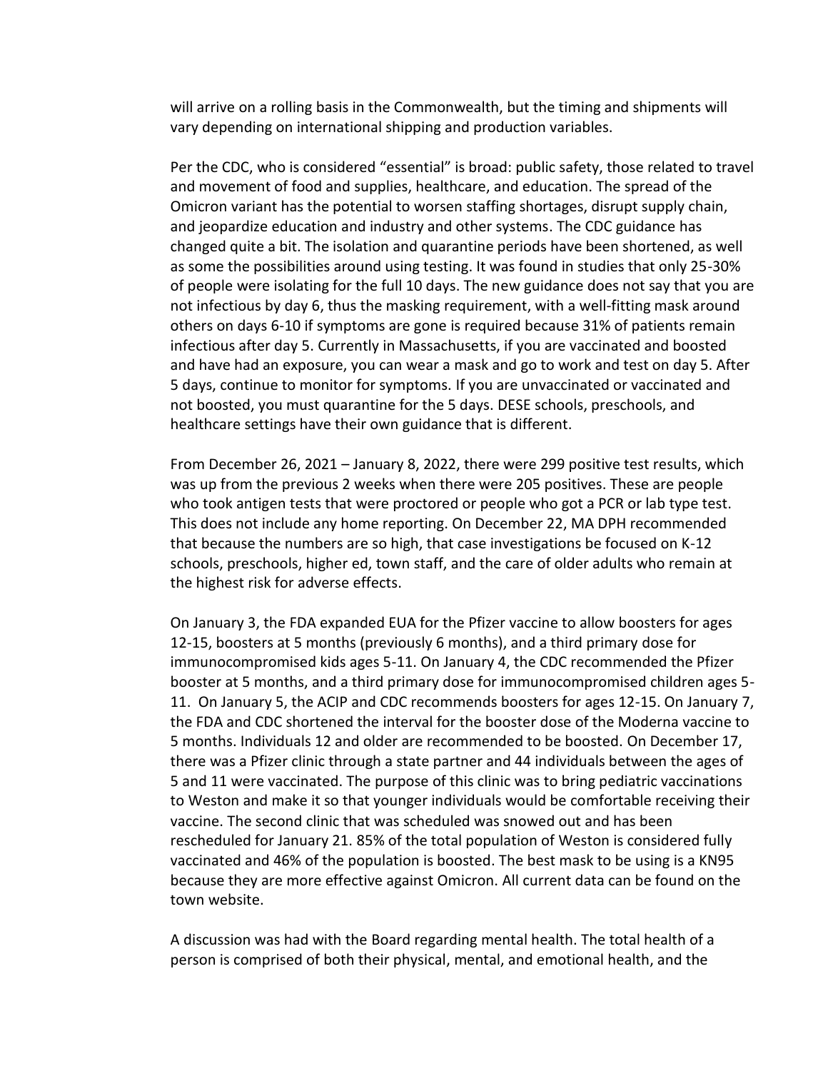will arrive on a rolling basis in the Commonwealth, but the timing and shipments will vary depending on international shipping and production variables.

Per the CDC, who is considered "essential" is broad: public safety, those related to travel and movement of food and supplies, healthcare, and education. The spread of the Omicron variant has the potential to worsen staffing shortages, disrupt supply chain, and jeopardize education and industry and other systems. The CDC guidance has changed quite a bit. The isolation and quarantine periods have been shortened, as well as some the possibilities around using testing. It was found in studies that only 25-30% of people were isolating for the full 10 days. The new guidance does not say that you are not infectious by day 6, thus the masking requirement, with a well-fitting mask around others on days 6-10 if symptoms are gone is required because 31% of patients remain infectious after day 5. Currently in Massachusetts, if you are vaccinated and boosted and have had an exposure, you can wear a mask and go to work and test on day 5. After 5 days, continue to monitor for symptoms. If you are unvaccinated or vaccinated and not boosted, you must quarantine for the 5 days. DESE schools, preschools, and healthcare settings have their own guidance that is different.

From December 26, 2021 – January 8, 2022, there were 299 positive test results, which was up from the previous 2 weeks when there were 205 positives. These are people who took antigen tests that were proctored or people who got a PCR or lab type test. This does not include any home reporting. On December 22, MA DPH recommended that because the numbers are so high, that case investigations be focused on K-12 schools, preschools, higher ed, town staff, and the care of older adults who remain at the highest risk for adverse effects.

On January 3, the FDA expanded EUA for the Pfizer vaccine to allow boosters for ages 12-15, boosters at 5 months (previously 6 months), and a third primary dose for immunocompromised kids ages 5-11. On January 4, the CDC recommended the Pfizer booster at 5 months, and a third primary dose for immunocompromised children ages 5-11. On January 5, the ACIP and CDC recommends boosters for ages 12-15. On January 7, the FDA and CDC shortened the interval for the booster dose of the Moderna vaccine to 5 months. Individuals 12 and older are recommended to be boosted. On December 17, there was a Pfizer clinic through a state partner and 44 individuals between the ages of 5 and 11 were vaccinated. The purpose of this clinic was to bring pediatric vaccinations to Weston and make it so that younger individuals would be comfortable receiving their vaccine. The second clinic that was scheduled was snowed out and has been rescheduled for January 21. 85% of the total population of Weston is considered fully vaccinated and 46% of the population is boosted. The best mask to be using is a KN95 because they are more effective against Omicron. All current data can be found on the town website.

A discussion was had with the Board regarding mental health. The total health of a person is comprised of both their physical, mental, and emotional health, and the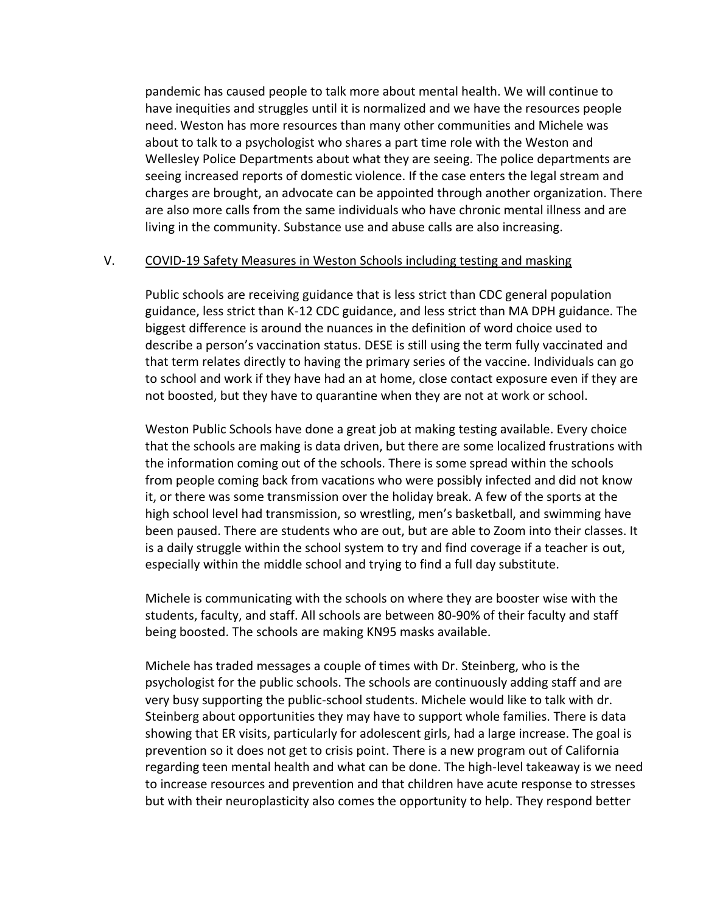pandemic has caused people to talk more about mental health. We will continue to have inequities and struggles until it is normalized and we have the resources people need. Weston has more resources than many other communities and Michele was about to talk to a psychologist who shares a part time role with the Weston and Wellesley Police Departments about what they are seeing. The police departments are seeing increased reports of domestic violence. If the case enters the legal stream and charges are brought, an advocate can be appointed through another organization. There are also more calls from the same individuals who have chronic mental illness and are living in the community. Substance use and abuse calls are also increasing.

V. <u>COVID-19 Safety Measures in Weston Schools including testing and masking</u>

Public schools are receiving guidance that is less strict than CDC general population guidance, less strict than K-12 CDC guidance, and less strict than MA DPH guidance. The biggest difference is around the nuances in the definition of word choice used to describe a person's vaccination status. DESE is still using the term fully vaccinated and that term relates directly to having the primary series of the vaccine. Individuals can go to school and work if they have had an at home, close contact exposure even if they are not boosted, but they have to quarantine when they are not at work or school.

Weston Public Schools have done a great job at making testing available. Every choice that the schools are making is data driven, but there are some localized frustrations with the information coming out of the schools. There is some spread within the schools from people coming back from vacations who were possibly infected and did not know it, or there was some transmission over the holiday break. A few of the sports at the high school level had transmission, so wrestling, men's basketball, and swimming have been paused. There are students who are out, but are able to Zoom into their classes. It is a daily struggle within the school system to try and find coverage if a teacher is out, especially within the middle school and trying to find a full day substitute.

Michele is communicating with the schools on where they are booster wise with the students, faculty, and staff. All schools are between 80-90% of their faculty and staff being boosted. The schools are making KN95 masks available.

Michele has traded messages a couple of times with Dr. Steinberg, who is the psychologist for the public schools. The schools are continuously adding staff and are very busy supporting the public-school students. Michele would like to talk with dr. Steinberg about opportunities they may have to support whole families. There is data showing that ER visits, particularly for adolescent girls, had a large increase. The goal is prevention so it does not get to crisis point. There is a new program out of California regarding teen mental health and what can be done. The high-level takeaway is we need to increase resources and prevention and that children have acute response to stresses but with their neuroplasticity also comes the opportunity to help. They respond better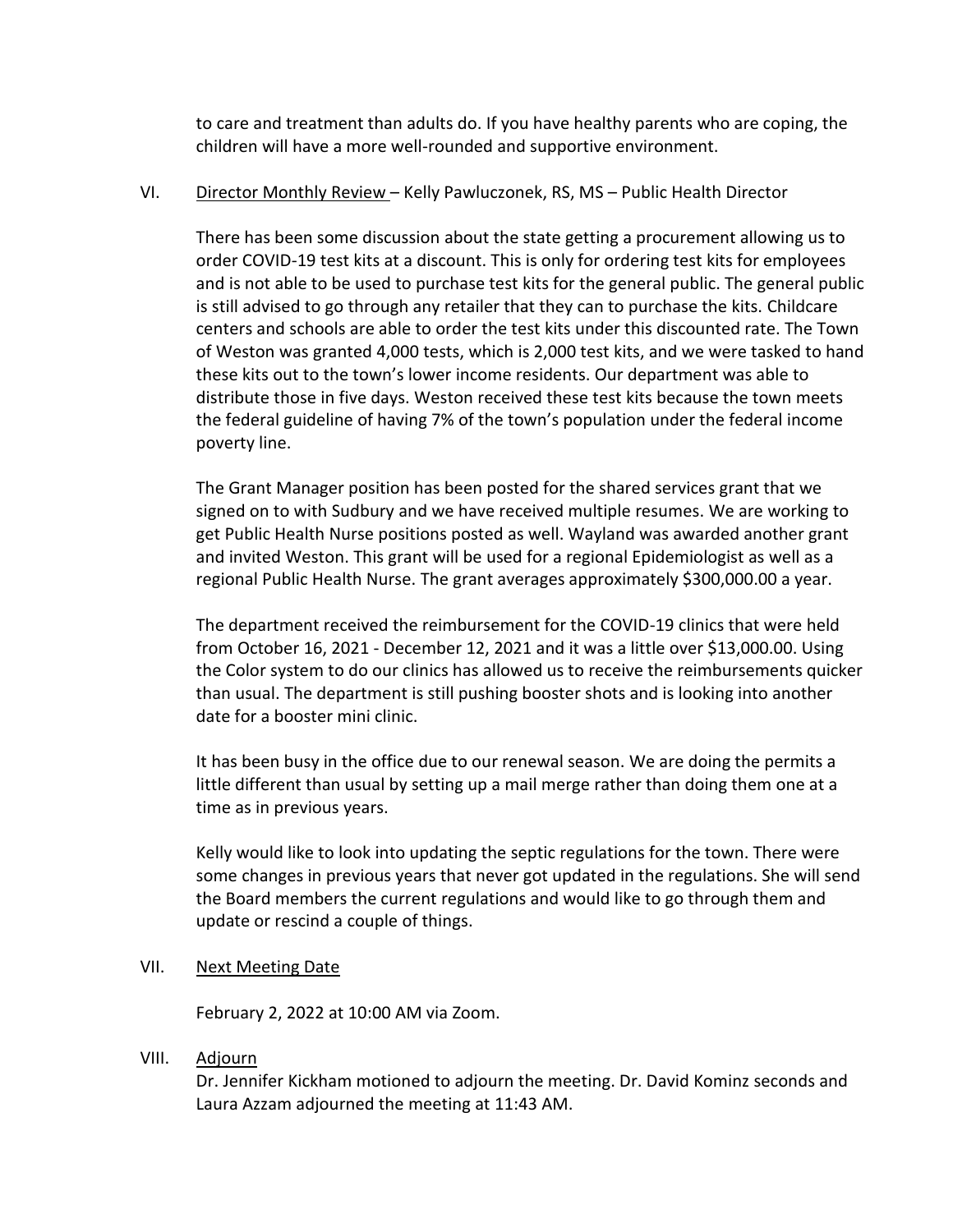to care and treatment than adults do. If you have healthy parents who are coping, the children will have a more well-rounded and supportive environment.

VI. Director Monthly Review – Kelly Pawluczonek, RS, MS – Public Health Director

There has been some discussion about the state getting a procurement allowing us to order COVID-19 test kits at a discount. This is only for ordering test kits for employees and is not able to be used to purchase test kits for the general public. The general public is still advised to go through any retailer that they can to purchase the kits. Childcare centers and schools are able to order the test kits under this discounted rate. The Town of Weston was granted 4,000 tests, which is 2,000 test kits, and we were tasked to hand these kits out to the town's lower income residents. Our department was able to distribute those in five days. Weston received these test kits because the town meets the federal guideline of having 7% of the town's population under the federal income poverty line.

The Grant Manager position has been posted for the shared services grant that we signed on to with Sudbury and we have received multiple resumes. We are working to get Public Health Nurse positions posted as well. Wayland was awarded another grant and invited Weston. This grant will be used for a regional Epidemiologist as well as a regional Public Health Nurse. The grant averages approximately $300,000.00 a year.

The department received the reimbursement for the COVID-19 clinics that were held from October 16, 2021 - December 12, 2021 and it was a little over $13,000.00. Using the Color system to do our clinics has allowed us to receive the reimbursements quicker than usual. The department is still pushing booster shots and is looking into another date for a booster mini clinic.

It has been busy in the office due to our renewal season. We are doing the permits a little different than usual by setting up a mail merge rather than doing them one at a time as in previous years.

Kelly would like to look into updating the septic regulations for the town. There were some changes in previous years that never got updated in the regulations. She will send the Board members the current regulations and would like to go through them and update or rescind a couple of things.

VII. Next Meeting Date

February 2, 2022 at 10:00 AM via Zoom.

VIII. Adjourn

Dr. Jennifer Kickham motioned to adjourn the meeting. Dr. David Kominz seconds and Laura Azzam adjourned the meeting at 11:43 AM.